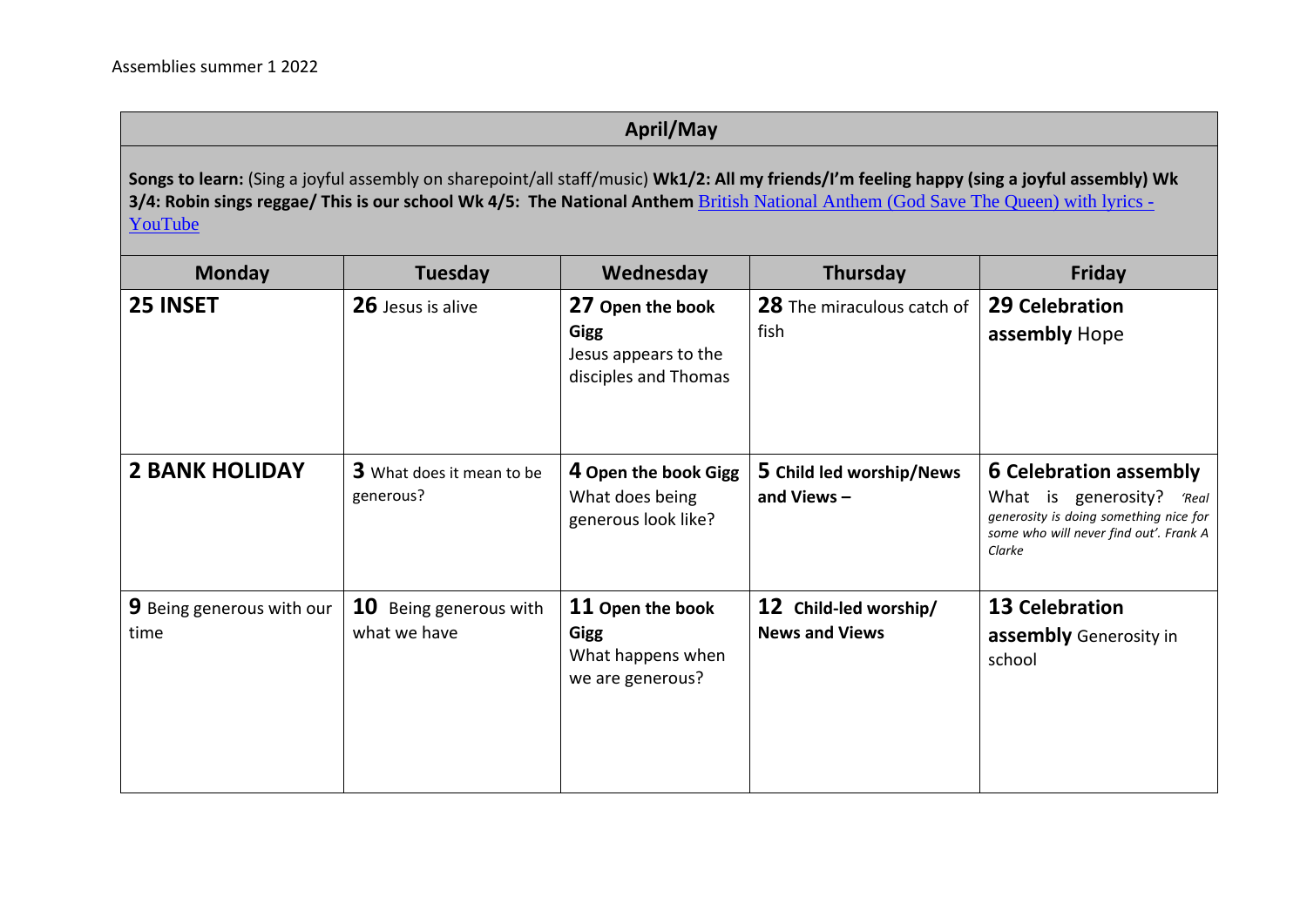Assemblies summer 1 2022

| April/May | | | | |
|---|---|---|---|---|
| **Songs to learn:** (Sing a joyful assembly on sharepoint/all staff/music) **Wk1/2: All my friends/I'm feeling happy (sing a joyful assembly) Wk 3/4: Robin sings reggae/ This is our school Wk 4/5: The National Anthem** [British National Anthem (God Save The Queen) with lyrics - YouTube]() | | | | |
| **Monday** | **Tuesday** | **Wednesday** | **Thursday** | **Friday** |
| **25 INSET** | **26** Jesus is alive | **27 Open the book Gigg** Jesus appears to the disciples and Thomas | **28** The miraculous catch of fish | **29 Celebration assembly** Hope |
| **2 BANK HOLIDAY** | **3** What does it mean to be generous? | **4 Open the book Gigg** What does being generous look like? | **5 Child led worship/News and Views –** | **6 Celebration assembly** What is generosity? *'Real generosity is doing something nice for some who will never find out'. Frank A Clarke* |
| **9** Being generous with our time | **10** Being generous with what we have | **11 Open the book Gigg** What happens when we are generous? | **12 Child-led worship/ News and Views** | **13 Celebration assembly** Generosity in school |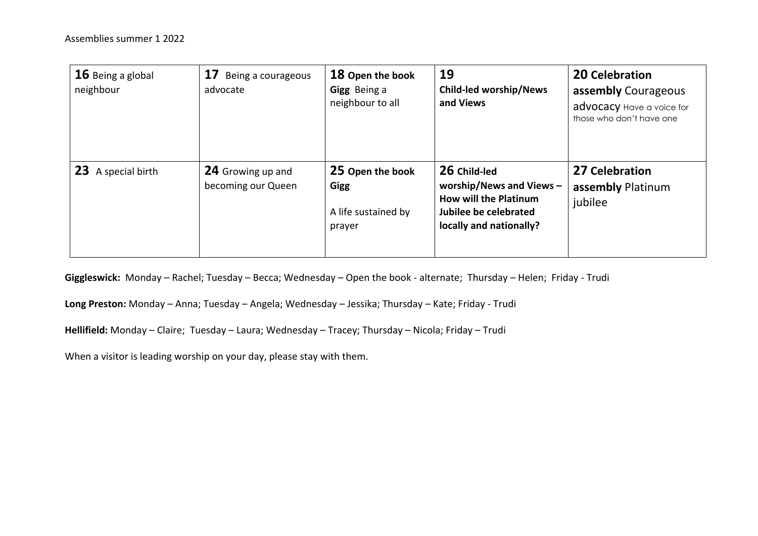Assemblies summer 1 2022

| | | | | |
|---|---|---|---|---|
| **16** Being a global neighbour | **17** Being a courageous advocate | **18 Open the book Gigg** Being a neighbour to all | **19 Child-led worship/News and Views** | **20 Celebration assembly** Courageous advocacy Have a voice for those who don't have one |
| **23** A special birth | **24** Growing up and becoming our Queen | **25 Open the book Gigg** A life sustained by prayer | **26 Child-led worship/News and Views – How will the Platinum Jubilee be celebrated locally and nationally?** | **27 Celebration assembly** Platinum jubilee |

**Giggleswick:** Monday – Rachel; Tuesday – Becca; Wednesday – Open the book - alternate; Thursday – Helen; Friday - Trudi

**Long Preston:** Monday – Anna; Tuesday – Angela; Wednesday – Jessika; Thursday – Kate; Friday - Trudi

**Hellifield:** Monday – Claire; Tuesday – Laura; Wednesday – Tracey; Thursday – Nicola; Friday – Trudi

When a visitor is leading worship on your day, please stay with them.